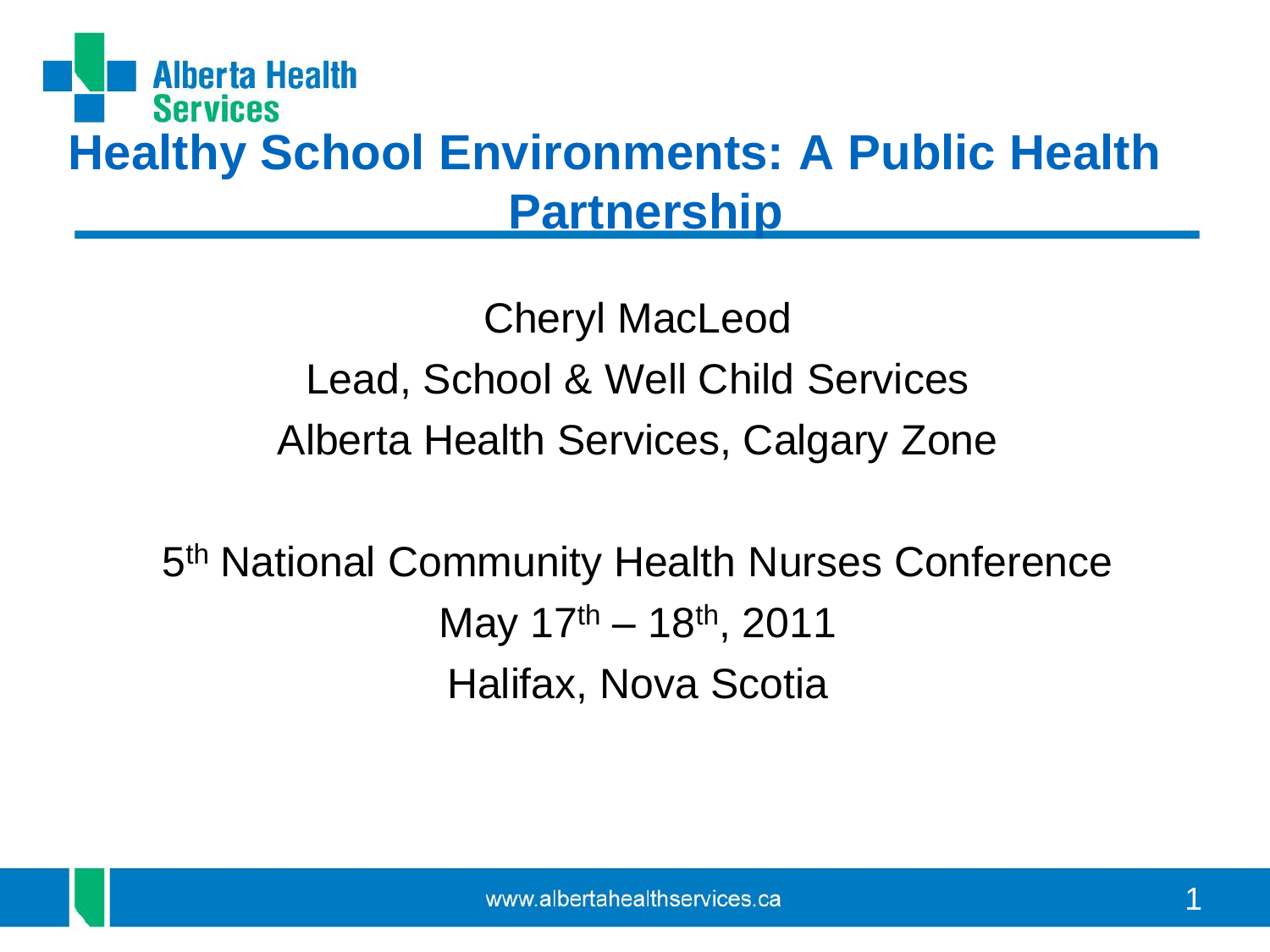Alberta Health Services

# Healthy School Environments: A Public Health Partnership

Cheryl MacLeod

Lead, School & Well Child Services

Alberta Health Services, Calgary Zone

5th National Community Health Nurses Conference

May 17th – 18th, 2011

Halifax, Nova Scotia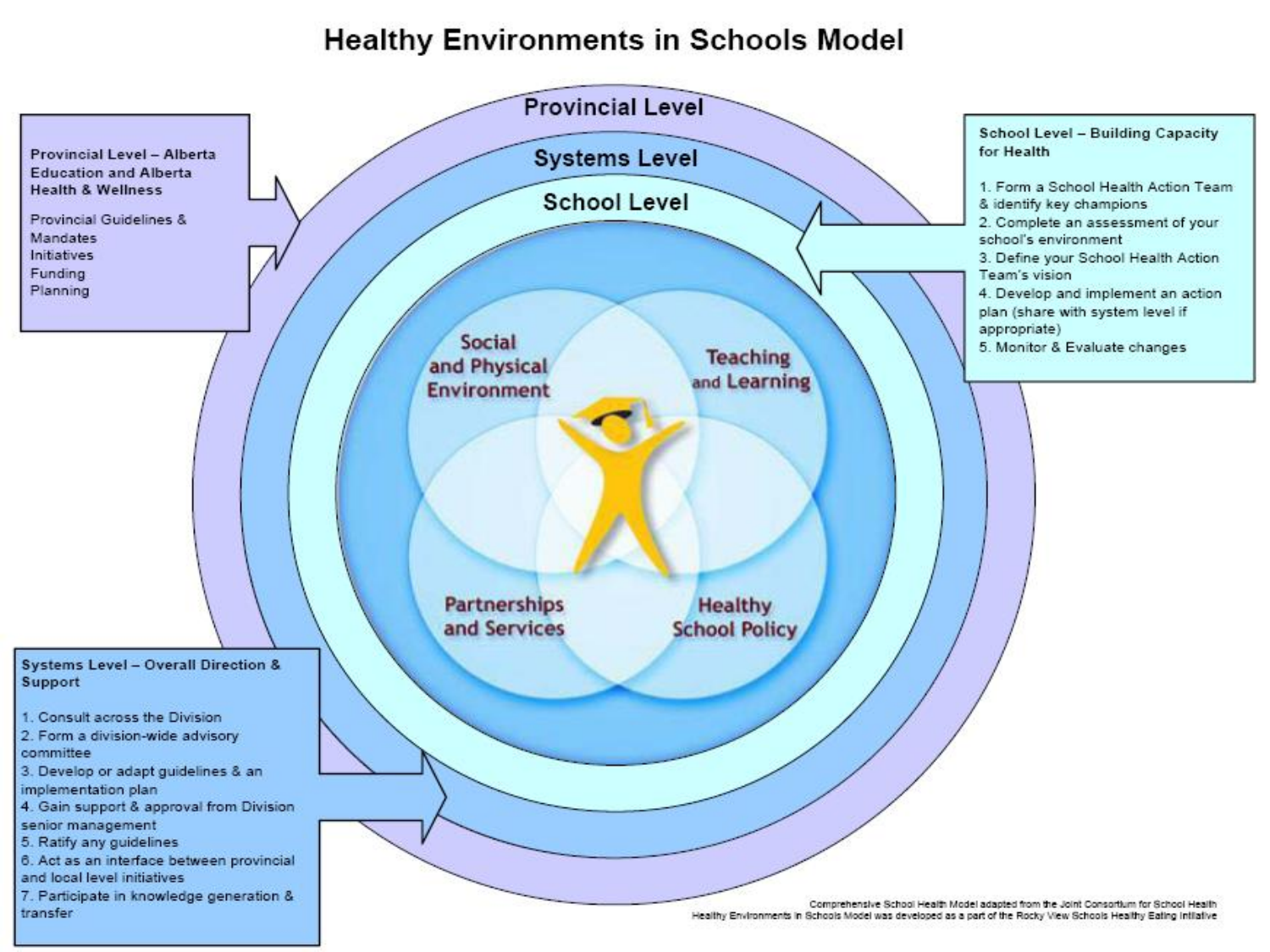# Healthy Environments in Schools Model

**Provincial Level – Alberta Education and Alberta Health & Wellness**

Provincial Guidelines & Mandates
Initiatives
Funding
Planning

**School Level – Building Capacity for Health**

1. Form a School Health Action Team & identify key champions
2. Complete an assessment of your school's environment
3. Define your School Health Action Team's vision
4. Develop and implement an action plan (share with system level if appropriate)
5. Monitor & Evaluate changes

Provincial Level

Systems Level

School Level

Social and Physical Environment

Teaching and Learning

Partnerships and Services

Healthy School Policy

**Systems Level – Overall Direction & Support**

1. Consult across the Division
2. Form a division-wide advisory committee
3. Develop or adapt guidelines & an implementation plan
4. Gain support & approval from Division senior management
5. Ratify any guidelines
6. Act as an interface between provincial and local level initiatives
7. Participate in knowledge generation & transfer

Comprehensive School Health Model adapted from the Joint Consortium for School Health
Healthy Environments in Schools Model was developed as a part of the Rocky View Schools Healthy Eating Initiative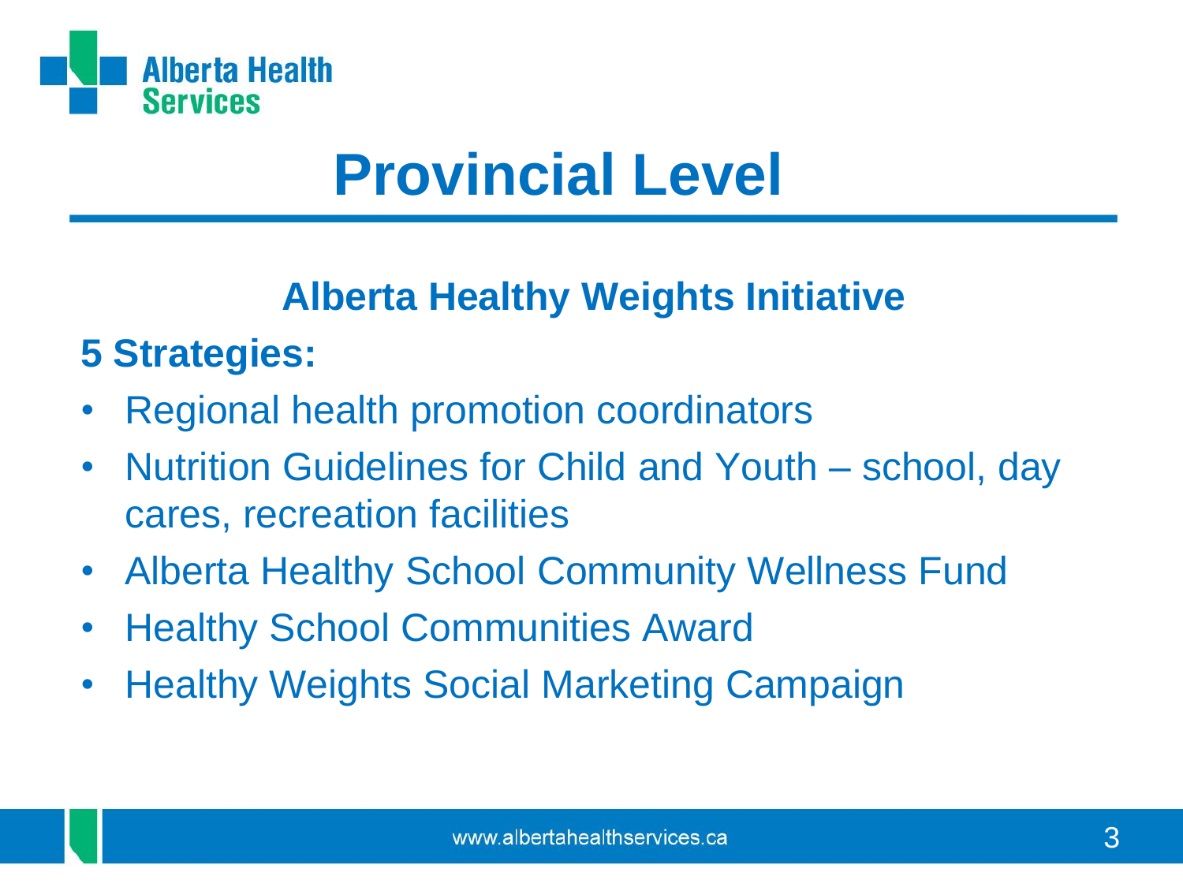# Provincial Level

## Alberta Healthy Weights Initiative

**5 Strategies:**

- Regional health promotion coordinators
- Nutrition Guidelines for Child and Youth – school, day cares, recreation facilities
- Alberta Healthy School Community Wellness Fund
- Healthy School Communities Award
- Healthy Weights Social Marketing Campaign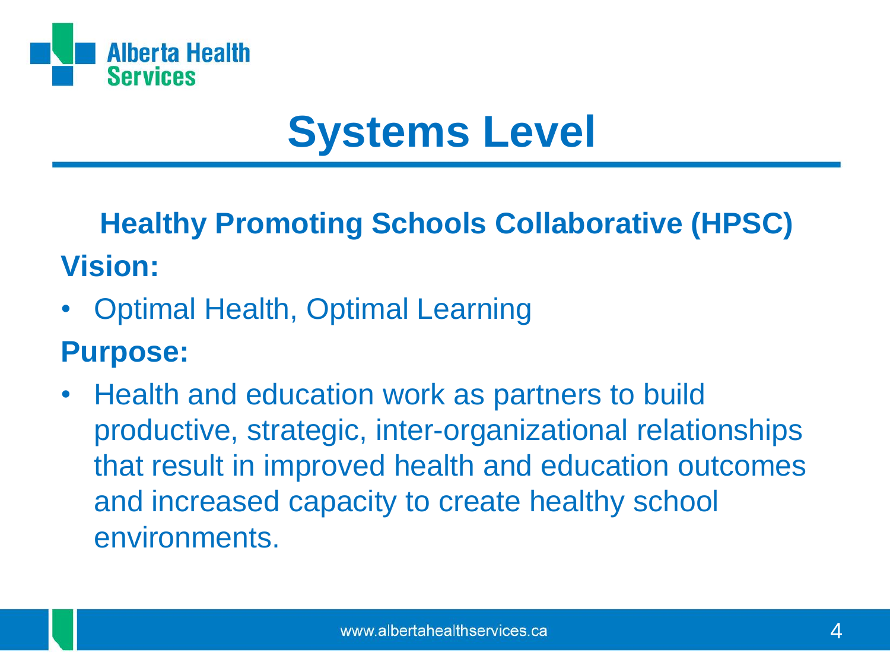# Systems Level

## Healthy Promoting Schools Collaborative (HPSC)

**Vision:**

- Optimal Health, Optimal Learning

**Purpose:**

- Health and education work as partners to build productive, strategic, inter-organizational relationships that result in improved health and education outcomes and increased capacity to create healthy school environments.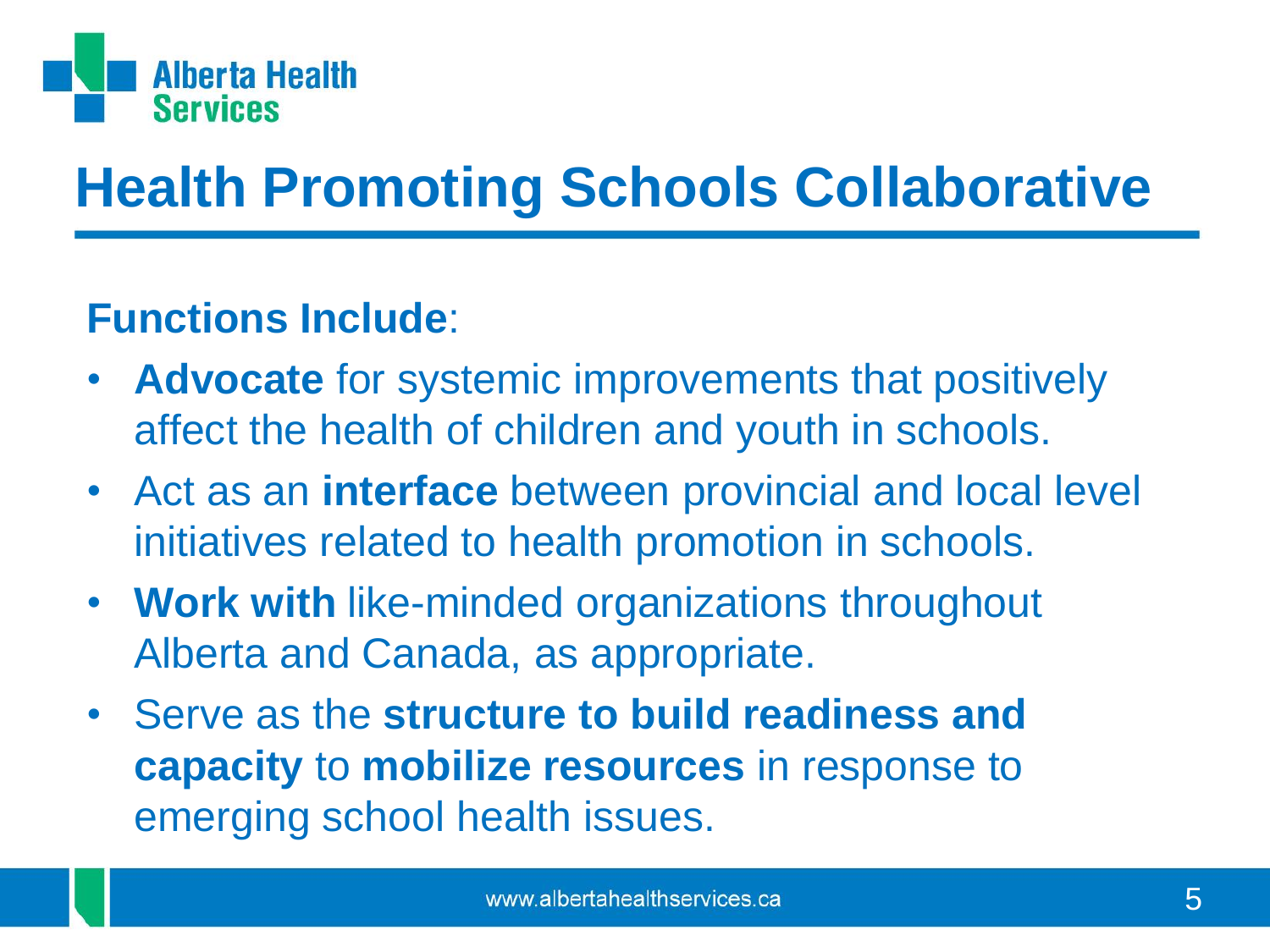# Health Promoting Schools Collaborative

**Functions Include**:

- **Advocate** for systemic improvements that positively affect the health of children and youth in schools.
- Act as an **interface** between provincial and local level initiatives related to health promotion in schools.
- **Work with** like-minded organizations throughout Alberta and Canada, as appropriate.
- Serve as the **structure to build readiness and capacity** to **mobilize resources** in response to emerging school health issues.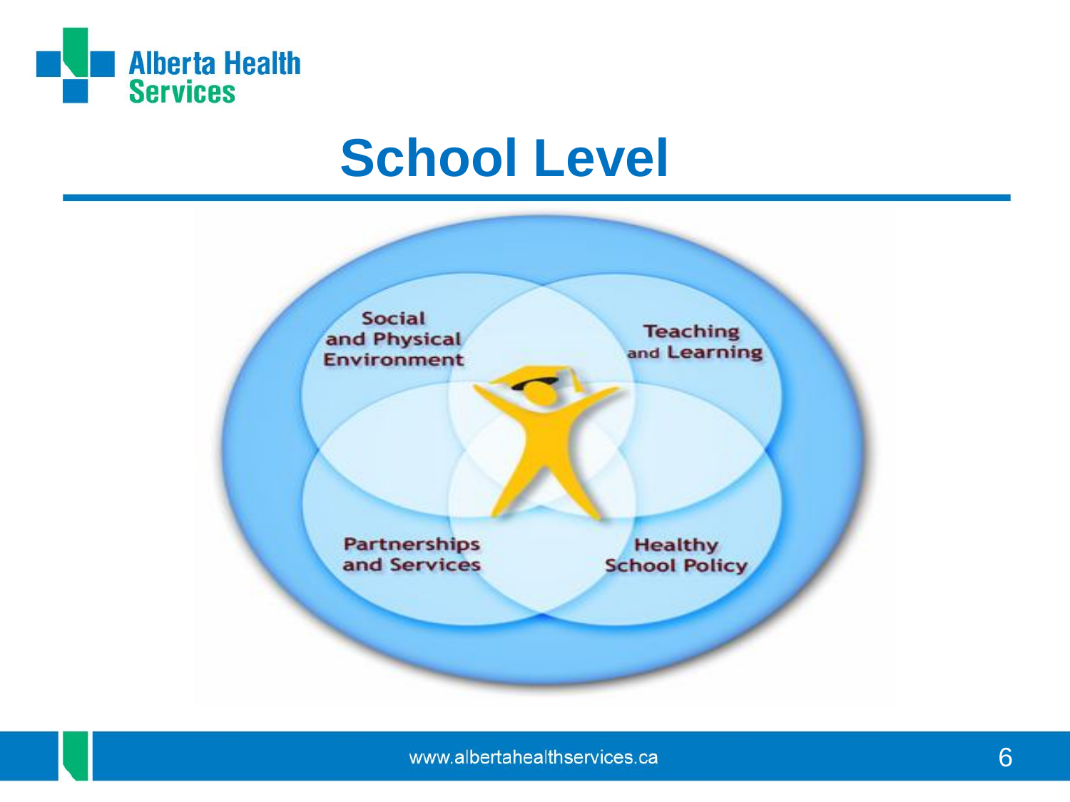# School Level

Social and Physical Environment

Teaching and Learning

Partnerships and Services

Healthy School Policy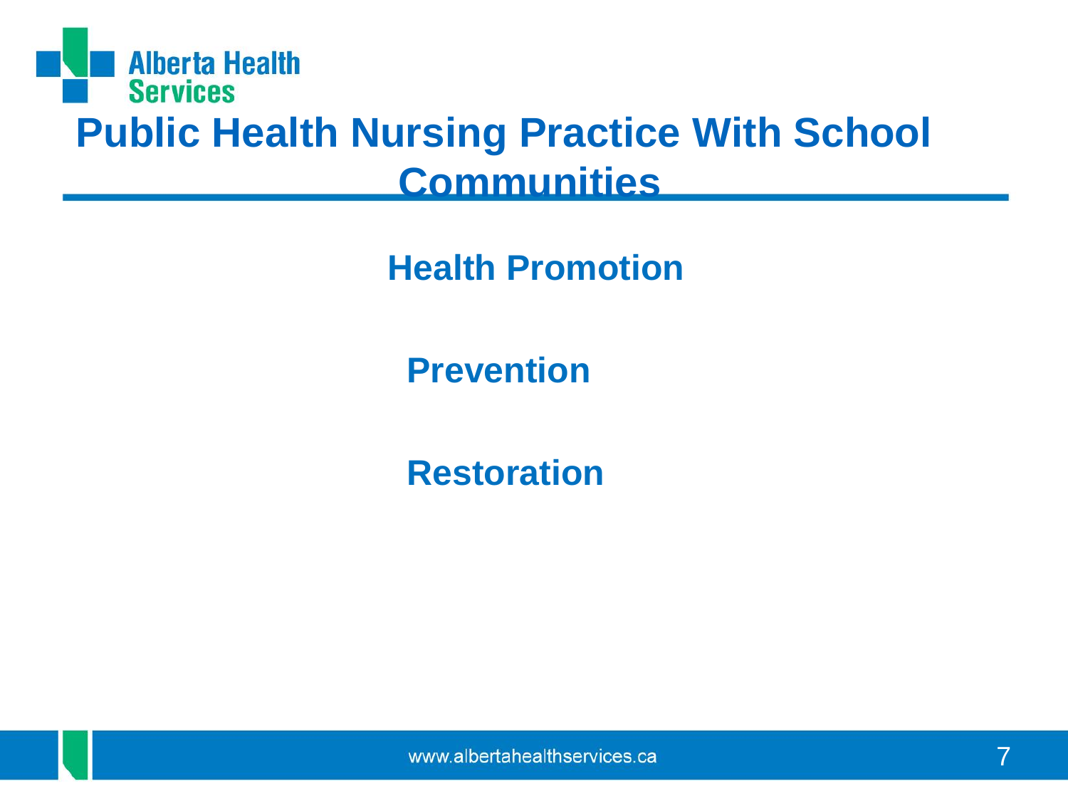# Public Health Nursing Practice With School Communities

**Health Promotion**

**Prevention**

**Restoration**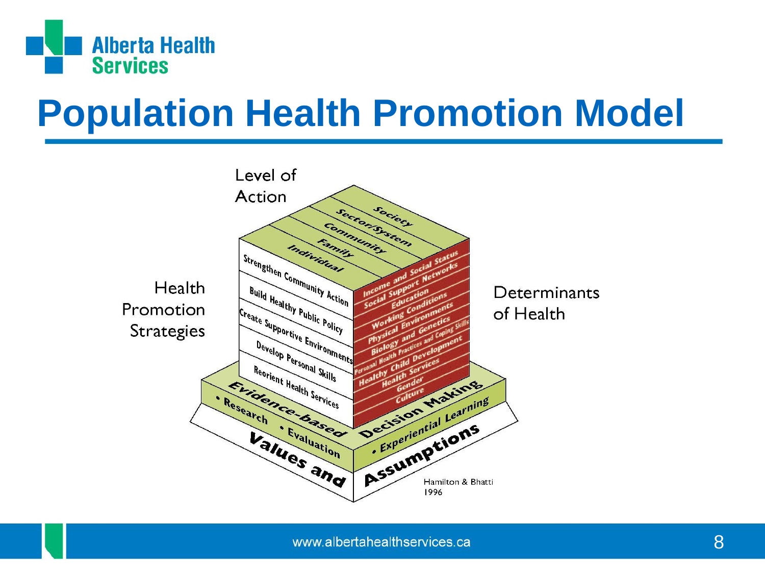# Population Health Promotion Model

Level of Action

- Society
- Sector/System
- Community
- Family
- Individual

Health Promotion Strategies

- Strengthen Community Action
- Build Healthy Public Policy
- Create Supportive Environments
- Develop Personal Skills
- Reorient Health Services

Determinants of Health

- Income and Social Status
- Social Support Networks
- Education
- Working Conditions
- Physical Environments
- Biology and Genetics
- Personal Health Practices and Coping Skills
- Healthy Child Development
- Health Services
- Gender
- Culture

Evidence-based Decision Making

- Research
- Evaluation
- Experiential Learning

Values and Assumptions

Hamilton & Bhatti 1996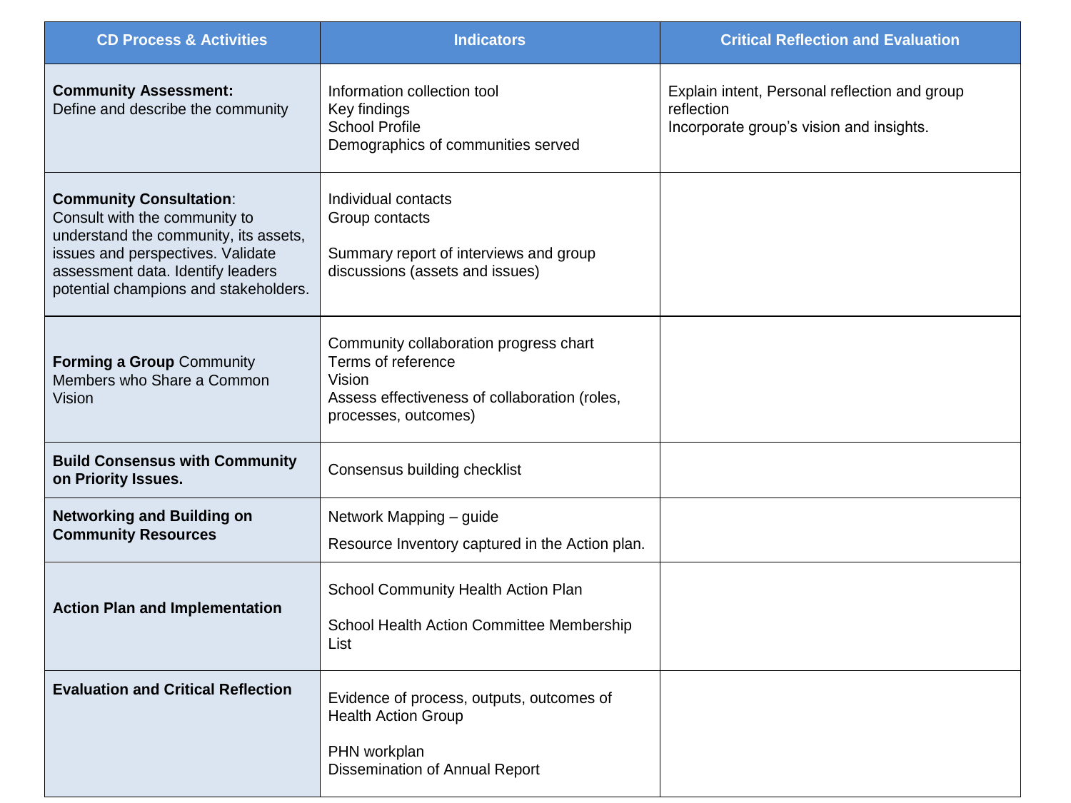| CD Process & Activities | Indicators | Critical Reflection and Evaluation |
|---|---|---|
| **Community Assessment:** Define and describe the community | Information collection tool<br>Key findings<br>School Profile<br>Demographics of communities served | Explain intent, Personal reflection and group reflection<br>Incorporate group's vision and insights. |
| **Community Consultation**: Consult with the community to understand the community, its assets, issues and perspectives. Validate assessment data. Identify leaders potential champions and stakeholders. | Individual contacts<br>Group contacts<br><br>Summary report of interviews and group discussions (assets and issues) | |
| **Forming a Group** Community Members who Share a Common Vision | Community collaboration progress chart<br>Terms of reference<br>Vision<br>Assess effectiveness of collaboration (roles, processes, outcomes) | |
| **Build Consensus with Community on Priority Issues.** | Consensus building checklist | |
| **Networking and Building on Community Resources** | Network Mapping – guide<br><br>Resource Inventory captured in the Action plan. | |
| **Action Plan and Implementation** | School Community Health Action Plan<br><br>School Health Action Committee Membership List | |
| **Evaluation and Critical Reflection** | Evidence of process, outputs, outcomes of Health Action Group<br><br>PHN workplan<br>Dissemination of Annual Report | |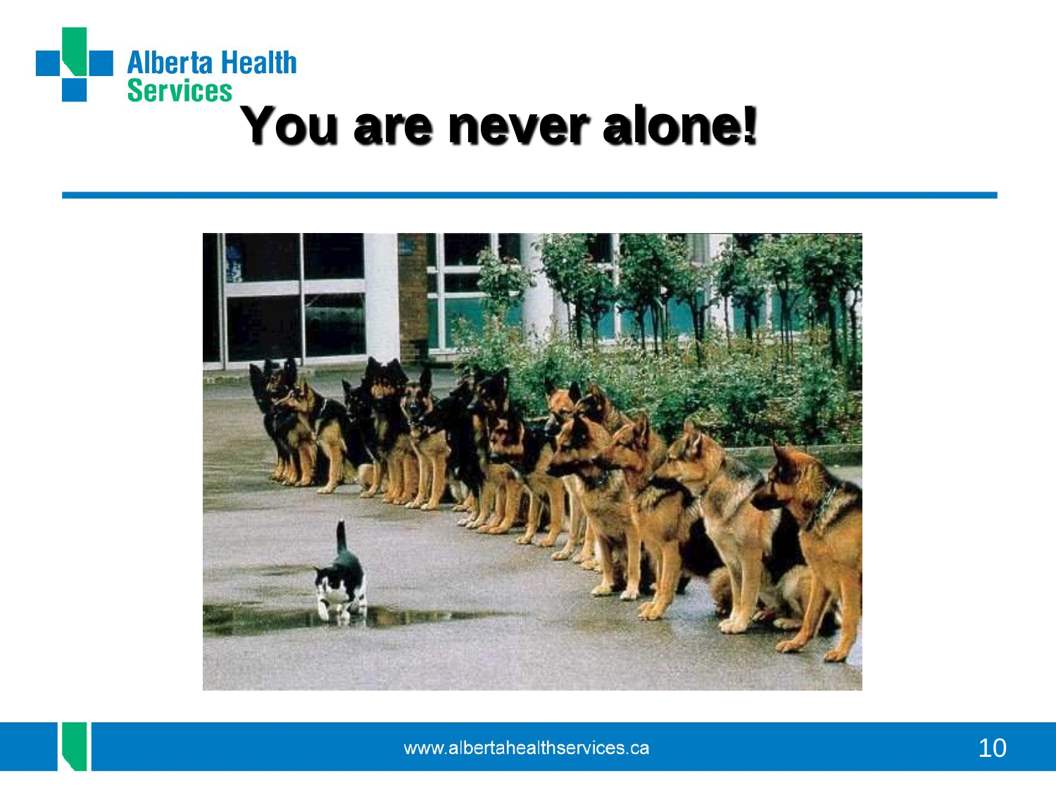# You are never alone!